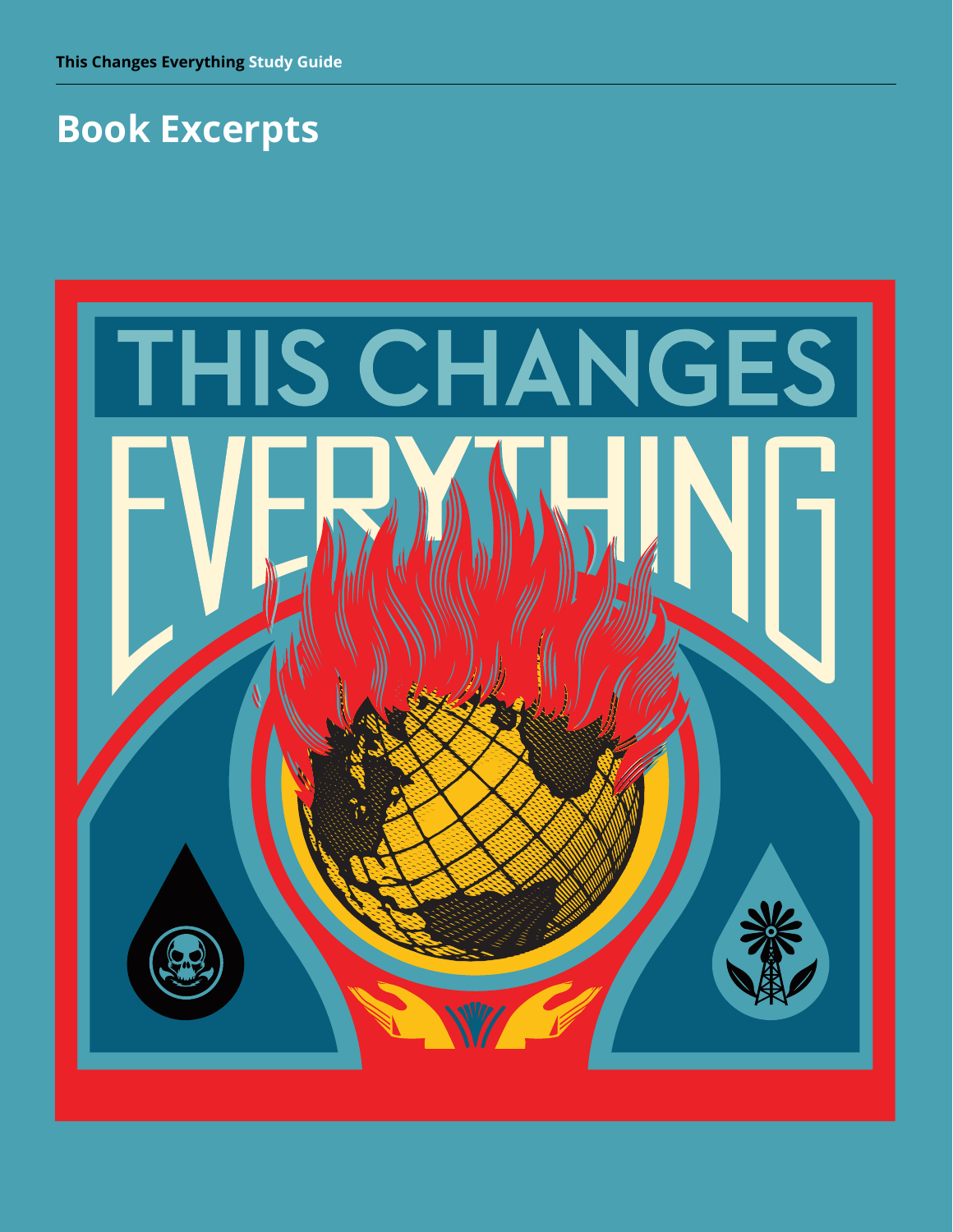This Changes Everything **Study Guide**

# Book Excerpts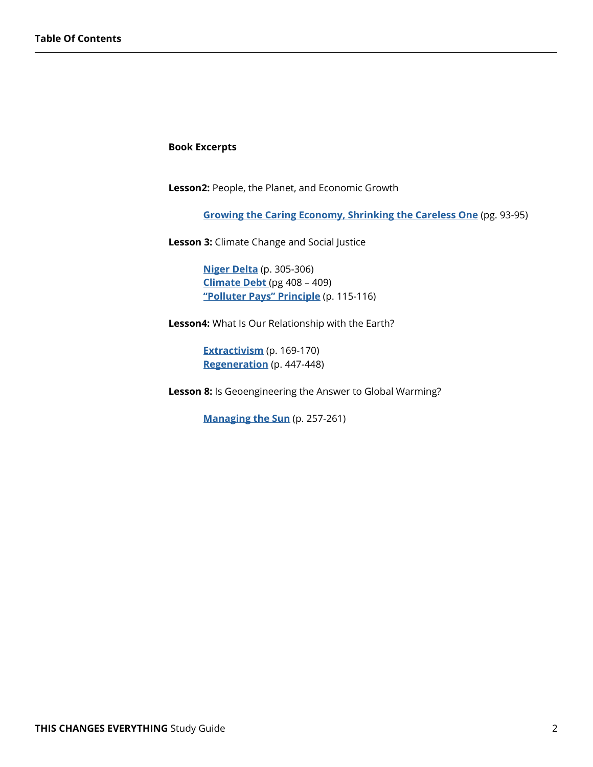## Table Of Contents

**Book Excerpts**

**Lesson2:** People, the Planet, and Economic Growth

- **Growing the Caring Economy, Shrinking the Careless One** (pg. 93-95)

**Lesson 3:** Climate Change and Social Justice

- **Niger Delta** (p. 305-306)
- **Climate Debt** (pg 408 – 409)
- **"Polluter Pays" Principle** (p. 115-116)

**Lesson4:** What Is Our Relationship with the Earth?

- **Extractivism** (p. 169-170)
- **Regeneration** (p. 447-448)

**Lesson 8:** Is Geoengineering the Answer to Global Warming?

- **Managing the Sun** (p. 257-261)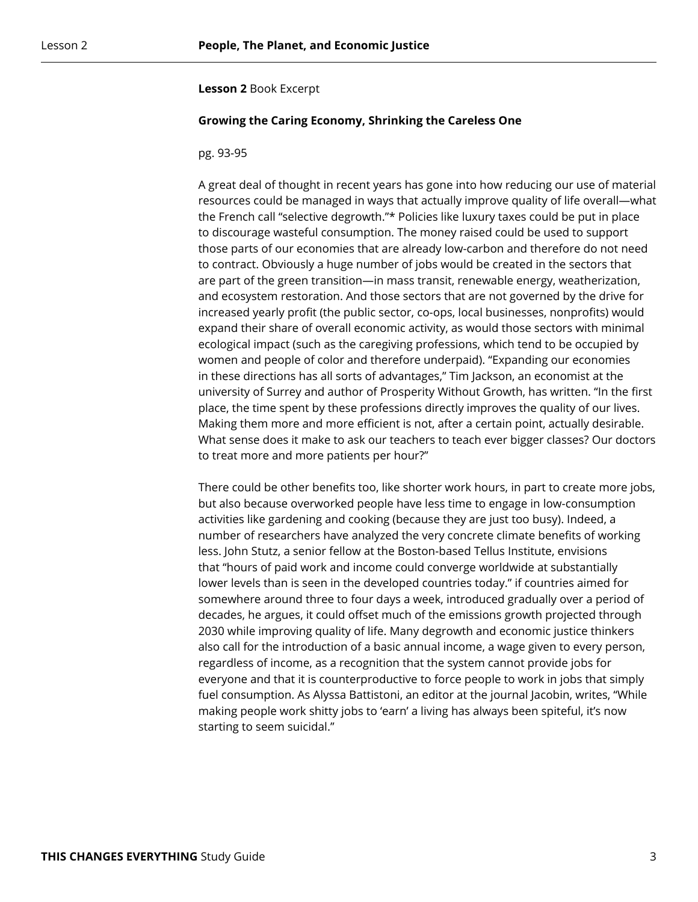**Lesson 2** Book Excerpt

**Growing the Caring Economy, Shrinking the Careless One**

pg. 93-95

A great deal of thought in recent years has gone into how reducing our use of material resources could be managed in ways that actually improve quality of life overall—what the French call “selective degrowth.”* Policies like luxury taxes could be put in place to discourage wasteful consumption. The money raised could be used to support those parts of our economies that are already low-carbon and therefore do not need to contract. Obviously a huge number of jobs would be created in the sectors that are part of the green transition—in mass transit, renewable energy, weatherization, and ecosystem restoration. And those sectors that are not governed by the drive for increased yearly profit (the public sector, co-ops, local businesses, nonprofits) would expand their share of overall economic activity, as would those sectors with minimal ecological impact (such as the caregiving professions, which tend to be occupied by women and people of color and therefore underpaid). “Expanding our economies in these directions has all sorts of advantages,” Tim Jackson, an economist at the university of Surrey and author of Prosperity Without Growth, has written. “In the first place, the time spent by these professions directly improves the quality of our lives. Making them more and more efficient is not, after a certain point, actually desirable. What sense does it make to ask our teachers to teach ever bigger classes? Our doctors to treat more and more patients per hour?”

There could be other benefits too, like shorter work hours, in part to create more jobs, but also because overworked people have less time to engage in low-consumption activities like gardening and cooking (because they are just too busy). Indeed, a number of researchers have analyzed the very concrete climate benefits of working less. John Stutz, a senior fellow at the Boston-based Tellus Institute, envisions that “hours of paid work and income could converge worldwide at substantially lower levels than is seen in the developed countries today.” if countries aimed for somewhere around three to four days a week, introduced gradually over a period of decades, he argues, it could offset much of the emissions growth projected through 2030 while improving quality of life. Many degrowth and economic justice thinkers also call for the introduction of a basic annual income, a wage given to every person, regardless of income, as a recognition that the system cannot provide jobs for everyone and that it is counterproductive to force people to work in jobs that simply fuel consumption. As Alyssa Battistoni, an editor at the journal Jacobin, writes, “While making people work shitty jobs to ‘earn’ a living has always been spiteful, it’s now starting to seem suicidal.”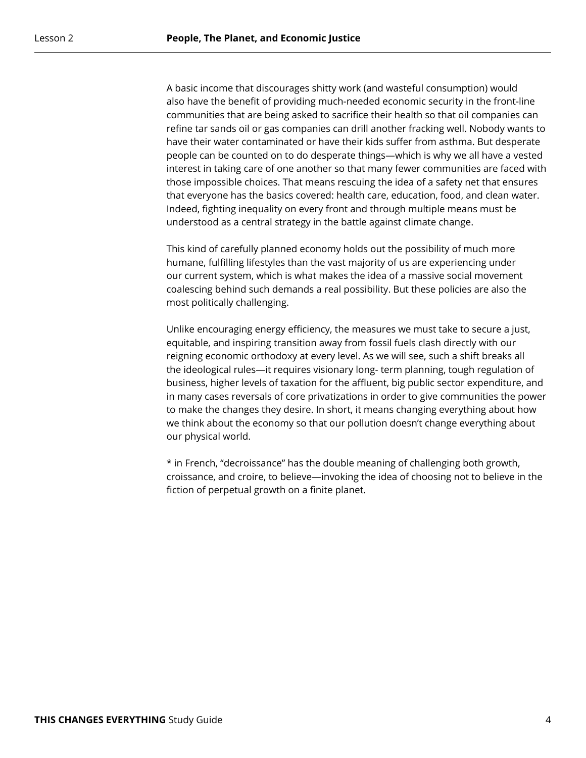A basic income that discourages shitty work (and wasteful consumption) would also have the benefit of providing much-needed economic security in the front-line communities that are being asked to sacrifice their health so that oil companies can refine tar sands oil or gas companies can drill another fracking well. Nobody wants to have their water contaminated or have their kids suffer from asthma. But desperate people can be counted on to do desperate things—which is why we all have a vested interest in taking care of one another so that many fewer communities are faced with those impossible choices. That means rescuing the idea of a safety net that ensures that everyone has the basics covered: health care, education, food, and clean water. Indeed, fighting inequality on every front and through multiple means must be understood as a central strategy in the battle against climate change.

This kind of carefully planned economy holds out the possibility of much more humane, fulfilling lifestyles than the vast majority of us are experiencing under our current system, which is what makes the idea of a massive social movement coalescing behind such demands a real possibility. But these policies are also the most politically challenging.

Unlike encouraging energy efficiency, the measures we must take to secure a just, equitable, and inspiring transition away from fossil fuels clash directly with our reigning economic orthodoxy at every level. As we will see, such a shift breaks all the ideological rules—it requires visionary long- term planning, tough regulation of business, higher levels of taxation for the affluent, big public sector expenditure, and in many cases reversals of core privatizations in order to give communities the power to make the changes they desire. In short, it means changing everything about how we think about the economy so that our pollution doesn't change everything about our physical world.

* in French, "decroissance" has the double meaning of challenging both growth, croissance, and croire, to believe—invoking the idea of choosing not to believe in the fiction of perpetual growth on a finite planet.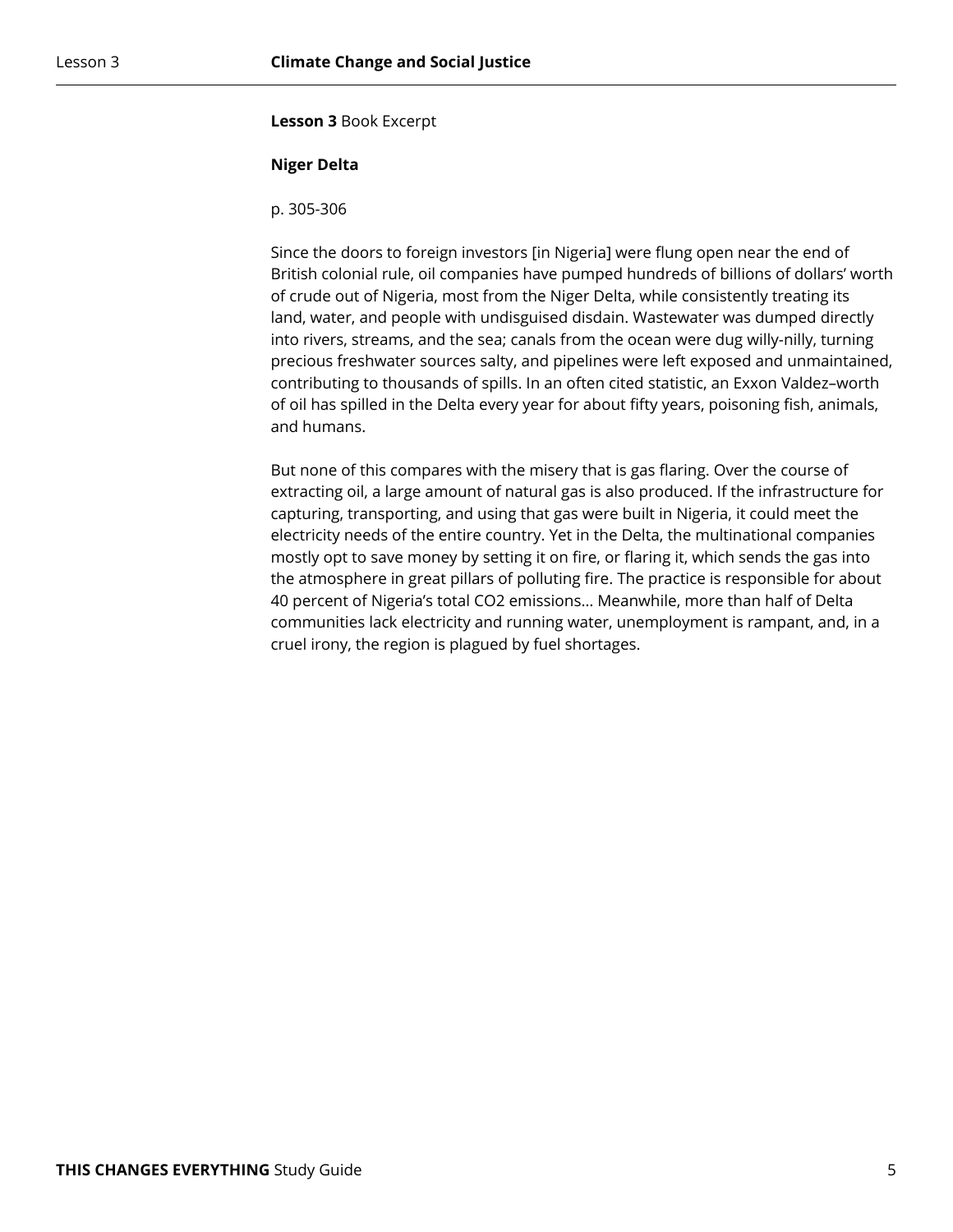**Lesson 3** Book Excerpt

**Niger Delta**

p. 305-306

Since the doors to foreign investors [in Nigeria] were flung open near the end of British colonial rule, oil companies have pumped hundreds of billions of dollars' worth of crude out of Nigeria, most from the Niger Delta, while consistently treating its land, water, and people with undisguised disdain. Wastewater was dumped directly into rivers, streams, and the sea; canals from the ocean were dug willy-nilly, turning precious freshwater sources salty, and pipelines were left exposed and unmaintained, contributing to thousands of spills. In an often cited statistic, an Exxon Valdez–worth of oil has spilled in the Delta every year for about fifty years, poisoning fish, animals, and humans.

But none of this compares with the misery that is gas flaring. Over the course of extracting oil, a large amount of natural gas is also produced. If the infrastructure for capturing, transporting, and using that gas were built in Nigeria, it could meet the electricity needs of the entire country. Yet in the Delta, the multinational companies mostly opt to save money by setting it on fire, or flaring it, which sends the gas into the atmosphere in great pillars of polluting fire. The practice is responsible for about 40 percent of Nigeria's total $CO_2$ emissions... Meanwhile, more than half of Delta communities lack electricity and running water, unemployment is rampant, and, in a cruel irony, the region is plagued by fuel shortages.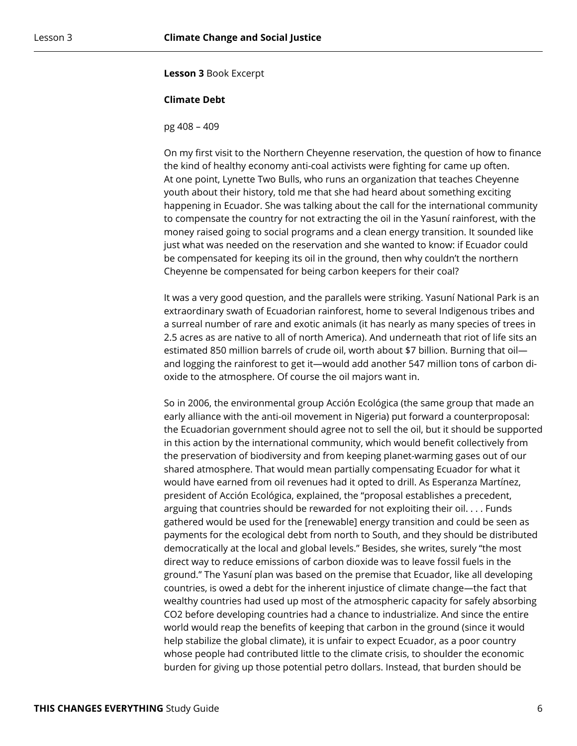**Lesson 3** Book Excerpt

**Climate Debt**

pg 408 – 409

On my first visit to the Northern Cheyenne reservation, the question of how to finance the kind of healthy economy anti-coal activists were fighting for came up often. At one point, Lynette Two Bulls, who runs an organization that teaches Cheyenne youth about their history, told me that she had heard about something exciting happening in Ecuador. She was talking about the call for the international community to compensate the country for not extracting the oil in the Yasuní rainforest, with the money raised going to social programs and a clean energy transition. It sounded like just what was needed on the reservation and she wanted to know: if Ecuador could be compensated for keeping its oil in the ground, then why couldn't the northern Cheyenne be compensated for being carbon keepers for their coal?

It was a very good question, and the parallels were striking. Yasuní National Park is an extraordinary swath of Ecuadorian rainforest, home to several Indigenous tribes and a surreal number of rare and exotic animals (it has nearly as many species of trees in 2.5 acres as are native to all of north America). And underneath that riot of life sits an estimated 850 million barrels of crude oil, worth about $7 billion. Burning that oil—and logging the rainforest to get it—would add another 547 million tons of carbon dioxide to the atmosphere. Of course the oil majors want in.

So in 2006, the environmental group Acción Ecológica (the same group that made an early alliance with the anti-oil movement in Nigeria) put forward a counterproposal: the Ecuadorian government should agree not to sell the oil, but it should be supported in this action by the international community, which would benefit collectively from the preservation of biodiversity and from keeping planet-warming gases out of our shared atmosphere. That would mean partially compensating Ecuador for what it would have earned from oil revenues had it opted to drill. As Esperanza Martínez, president of Acción Ecológica, explained, the "proposal establishes a precedent, arguing that countries should be rewarded for not exploiting their oil. . . . Funds gathered would be used for the [renewable] energy transition and could be seen as payments for the ecological debt from north to South, and they should be distributed democratically at the local and global levels." Besides, she writes, surely "the most direct way to reduce emissions of carbon dioxide was to leave fossil fuels in the ground." The Yasuní plan was based on the premise that Ecuador, like all developing countries, is owed a debt for the inherent injustice of climate change—the fact that wealthy countries had used up most of the atmospheric capacity for safely absorbing $CO_2$ before developing countries had a chance to industrialize. And since the entire world would reap the benefits of keeping that carbon in the ground (since it would help stabilize the global climate), it is unfair to expect Ecuador, as a poor country whose people had contributed little to the climate crisis, to shoulder the economic burden for giving up those potential petro dollars. Instead, that burden should be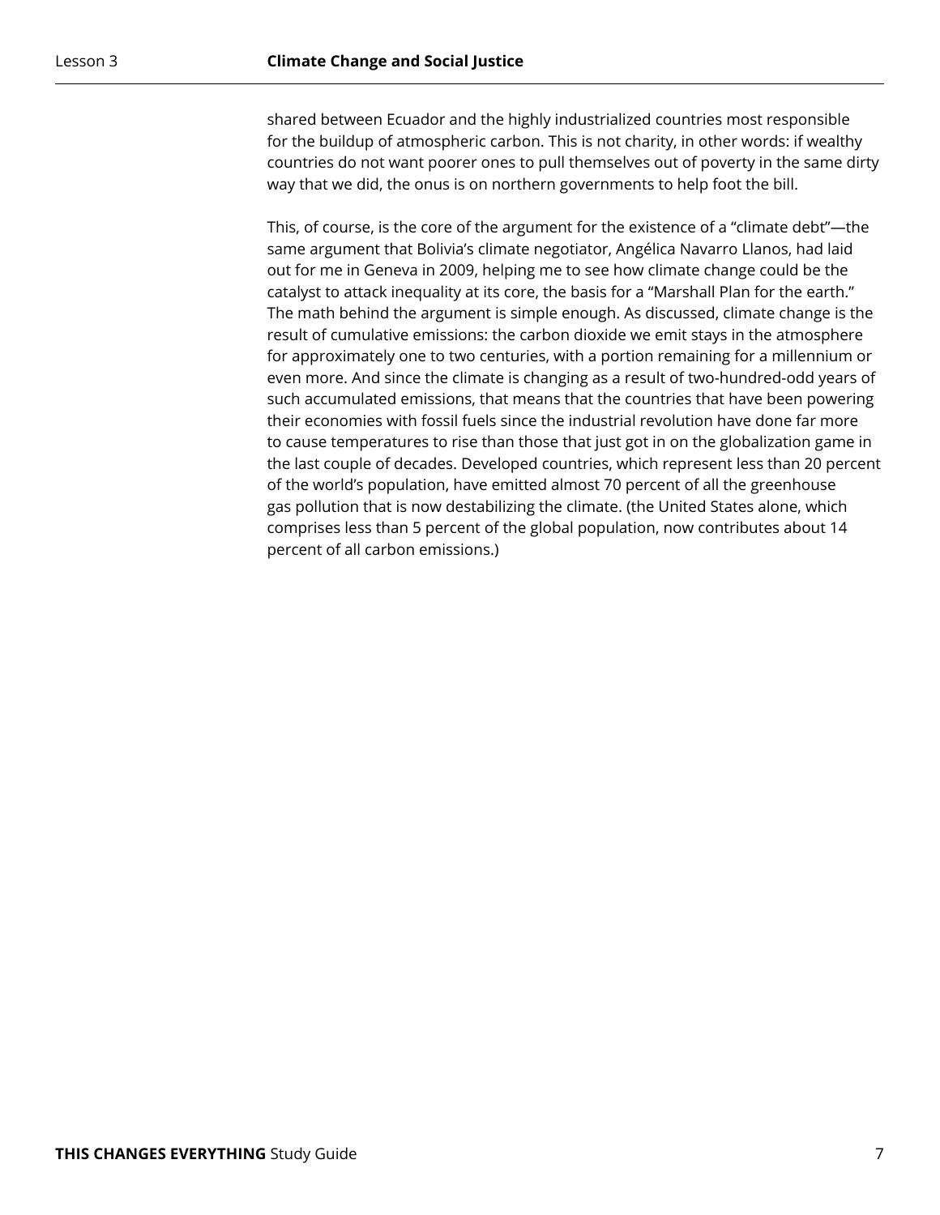shared between Ecuador and the highly industrialized countries most responsible for the buildup of atmospheric carbon. This is not charity, in other words: if wealthy countries do not want poorer ones to pull themselves out of poverty in the same dirty way that we did, the onus is on northern governments to help foot the bill.

This, of course, is the core of the argument for the existence of a "climate debt"—the same argument that Bolivia's climate negotiator, Angélica Navarro Llanos, had laid out for me in Geneva in 2009, helping me to see how climate change could be the catalyst to attack inequality at its core, the basis for a "Marshall Plan for the earth." The math behind the argument is simple enough. As discussed, climate change is the result of cumulative emissions: the carbon dioxide we emit stays in the atmosphere for approximately one to two centuries, with a portion remaining for a millennium or even more. And since the climate is changing as a result of two-hundred-odd years of such accumulated emissions, that means that the countries that have been powering their economies with fossil fuels since the industrial revolution have done far more to cause temperatures to rise than those that just got in on the globalization game in the last couple of decades. Developed countries, which represent less than 20 percent of the world's population, have emitted almost 70 percent of all the greenhouse gas pollution that is now destabilizing the climate. (the United States alone, which comprises less than 5 percent of the global population, now contributes about 14 percent of all carbon emissions.)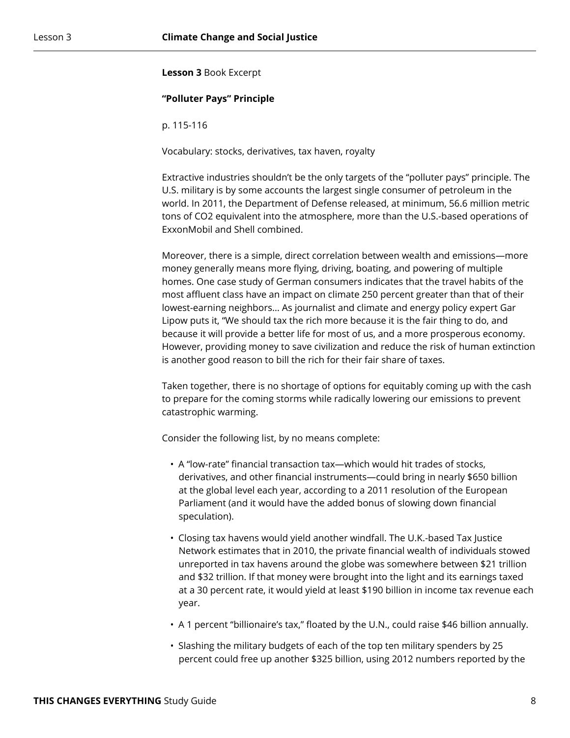**Lesson 3** Book Excerpt

**"Polluter Pays" Principle**

p. 115-116

Vocabulary: stocks, derivatives, tax haven, royalty

Extractive industries shouldn't be the only targets of the "polluter pays" principle. The U.S. military is by some accounts the largest single consumer of petroleum in the world. In 2011, the Department of Defense released, at minimum, 56.6 million metric tons of $CO_2$ equivalent into the atmosphere, more than the U.S.-based operations of ExxonMobil and Shell combined.

Moreover, there is a simple, direct correlation between wealth and emissions—more money generally means more flying, driving, boating, and powering of multiple homes. One case study of German consumers indicates that the travel habits of the most affluent class have an impact on climate 250 percent greater than that of their lowest-earning neighbors... As journalist and climate and energy policy expert Gar Lipow puts it, "We should tax the rich more because it is the fair thing to do, and because it will provide a better life for most of us, and a more prosperous economy. However, providing money to save civilization and reduce the risk of human extinction is another good reason to bill the rich for their fair share of taxes.

Taken together, there is no shortage of options for equitably coming up with the cash to prepare for the coming storms while radically lowering our emissions to prevent catastrophic warming.

Consider the following list, by no means complete:

- A "low-rate" financial transaction tax—which would hit trades of stocks, derivatives, and other financial instruments—could bring in nearly $650 billion at the global level each year, according to a 2011 resolution of the European Parliament (and it would have the added bonus of slowing down financial speculation).
- Closing tax havens would yield another windfall. The U.K.-based Tax Justice Network estimates that in 2010, the private financial wealth of individuals stowed unreported in tax havens around the globe was somewhere between $21 trillion and $32 trillion. If that money were brought into the light and its earnings taxed at a 30 percent rate, it would yield at least $190 billion in income tax revenue each year.
- A 1 percent "billionaire's tax," floated by the U.N., could raise $46 billion annually.
- Slashing the military budgets of each of the top ten military spenders by 25 percent could free up another $325 billion, using 2012 numbers reported by the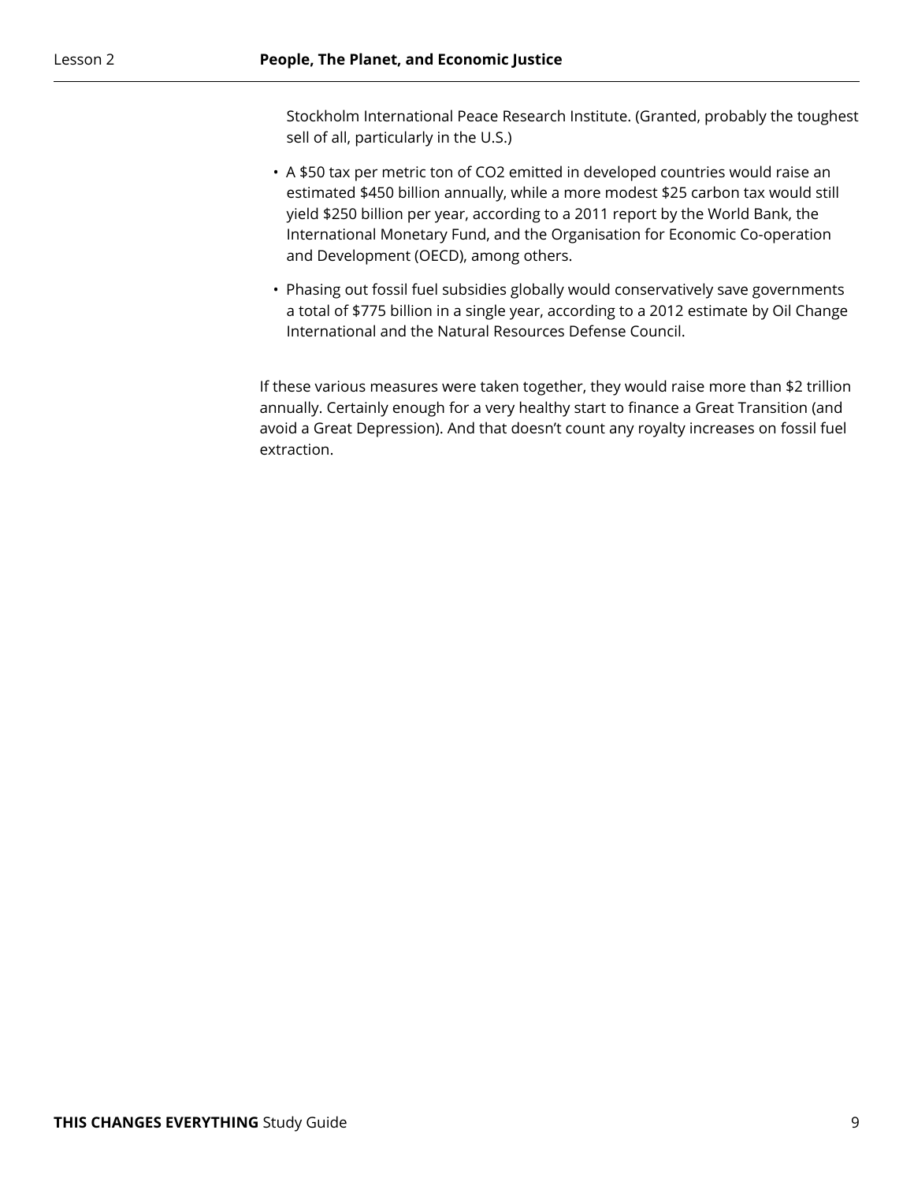Stockholm International Peace Research Institute. (Granted, probably the toughest sell of all, particularly in the U.S.)

- A $50 tax per metric ton of $CO_2$ emitted in developed countries would raise an estimated $450 billion annually, while a more modest $25 carbon tax would still yield $250 billion per year, according to a 2011 report by the World Bank, the International Monetary Fund, and the Organisation for Economic Co-operation and Development (OECD), among others.
- Phasing out fossil fuel subsidies globally would conservatively save governments a total of $775 billion in a single year, according to a 2012 estimate by Oil Change International and the Natural Resources Defense Council.

If these various measures were taken together, they would raise more than $2 trillion annually. Certainly enough for a very healthy start to finance a Great Transition (and avoid a Great Depression). And that doesn't count any royalty increases on fossil fuel extraction.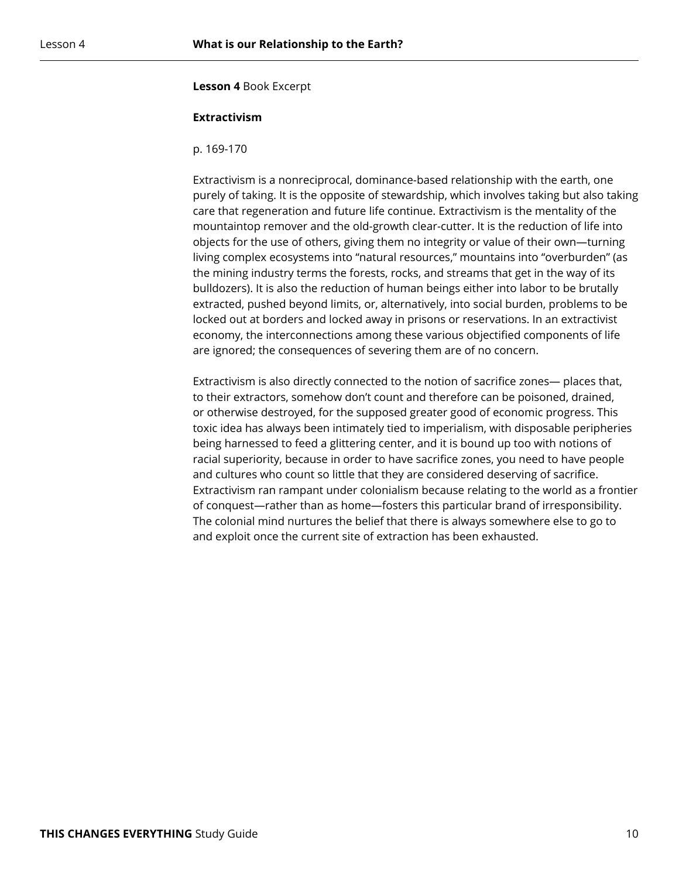**Lesson 4** Book Excerpt

## Extractivism

p. 169-170

Extractivism is a nonreciprocal, dominance-based relationship with the earth, one purely of taking. It is the opposite of stewardship, which involves taking but also taking care that regeneration and future life continue. Extractivism is the mentality of the mountaintop remover and the old-growth clear-cutter. It is the reduction of life into objects for the use of others, giving them no integrity or value of their own—turning living complex ecosystems into "natural resources," mountains into "overburden" (as the mining industry terms the forests, rocks, and streams that get in the way of its bulldozers). It is also the reduction of human beings either into labor to be brutally extracted, pushed beyond limits, or, alternatively, into social burden, problems to be locked out at borders and locked away in prisons or reservations. In an extractivist economy, the interconnections among these various objectified components of life are ignored; the consequences of severing them are of no concern.

Extractivism is also directly connected to the notion of sacrifice zones— places that, to their extractors, somehow don't count and therefore can be poisoned, drained, or otherwise destroyed, for the supposed greater good of economic progress. This toxic idea has always been intimately tied to imperialism, with disposable peripheries being harnessed to feed a glittering center, and it is bound up too with notions of racial superiority, because in order to have sacrifice zones, you need to have people and cultures who count so little that they are considered deserving of sacrifice. Extractivism ran rampant under colonialism because relating to the world as a frontier of conquest—rather than as home—fosters this particular brand of irresponsibility. The colonial mind nurtures the belief that there is always somewhere else to go to and exploit once the current site of extraction has been exhausted.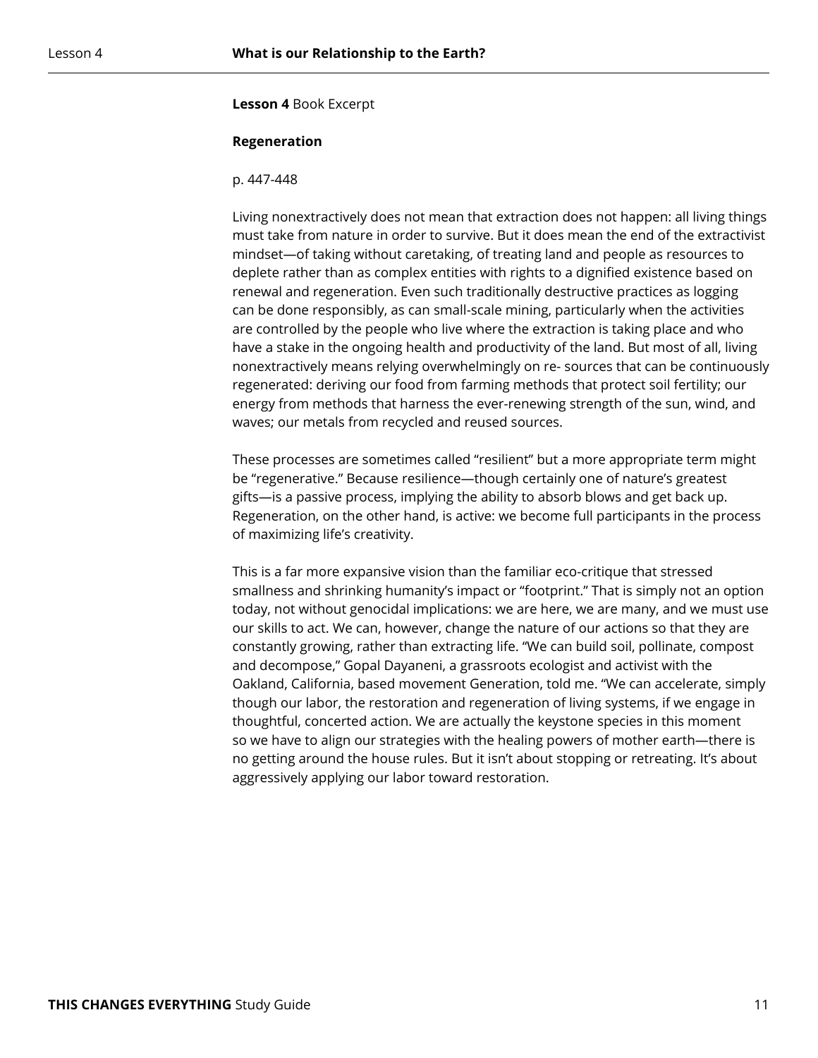**Lesson 4** Book Excerpt

**Regeneration**

p. 447-448

Living nonextractively does not mean that extraction does not happen: all living things must take from nature in order to survive. But it does mean the end of the extractivist mindset—of taking without caretaking, of treating land and people as resources to deplete rather than as complex entities with rights to a dignified existence based on renewal and regeneration. Even such traditionally destructive practices as logging can be done responsibly, as can small-scale mining, particularly when the activities are controlled by the people who live where the extraction is taking place and who have a stake in the ongoing health and productivity of the land. But most of all, living nonextractively means relying overwhelmingly on re- sources that can be continuously regenerated: deriving our food from farming methods that protect soil fertility; our energy from methods that harness the ever-renewing strength of the sun, wind, and waves; our metals from recycled and reused sources.

These processes are sometimes called "resilient" but a more appropriate term might be "regenerative." Because resilience—though certainly one of nature's greatest gifts—is a passive process, implying the ability to absorb blows and get back up. Regeneration, on the other hand, is active: we become full participants in the process of maximizing life's creativity.

This is a far more expansive vision than the familiar eco-critique that stressed smallness and shrinking humanity's impact or "footprint." That is simply not an option today, not without genocidal implications: we are here, we are many, and we must use our skills to act. We can, however, change the nature of our actions so that they are constantly growing, rather than extracting life. "We can build soil, pollinate, compost and decompose," Gopal Dayaneni, a grassroots ecologist and activist with the Oakland, California, based movement Generation, told me. "We can accelerate, simply though our labor, the restoration and regeneration of living systems, if we engage in thoughtful, concerted action. We are actually the keystone species in this moment so we have to align our strategies with the healing powers of mother earth—there is no getting around the house rules. But it isn't about stopping or retreating. It's about aggressively applying our labor toward restoration.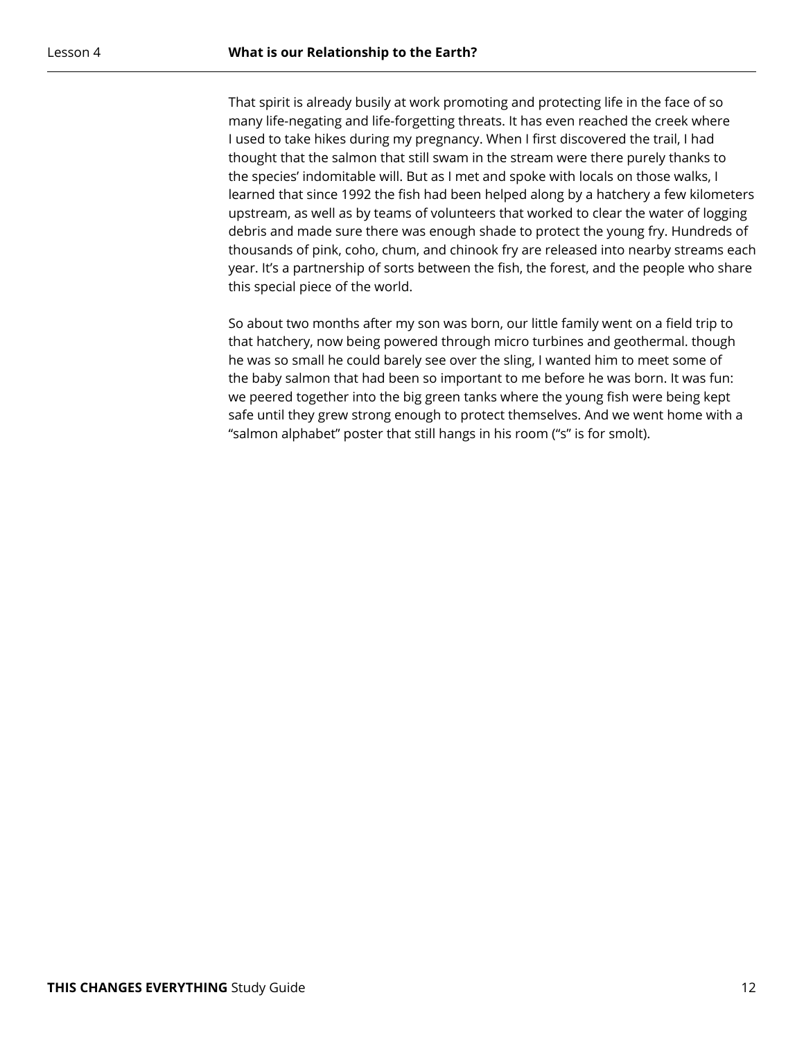That spirit is already busily at work promoting and protecting life in the face of so many life-negating and life-forgetting threats. It has even reached the creek where I used to take hikes during my pregnancy. When I first discovered the trail, I had thought that the salmon that still swam in the stream were there purely thanks to the species' indomitable will. But as I met and spoke with locals on those walks, I learned that since 1992 the fish had been helped along by a hatchery a few kilometers upstream, as well as by teams of volunteers that worked to clear the water of logging debris and made sure there was enough shade to protect the young fry. Hundreds of thousands of pink, coho, chum, and chinook fry are released into nearby streams each year. It's a partnership of sorts between the fish, the forest, and the people who share this special piece of the world.

So about two months after my son was born, our little family went on a field trip to that hatchery, now being powered through micro turbines and geothermal. though he was so small he could barely see over the sling, I wanted him to meet some of the baby salmon that had been so important to me before he was born. It was fun: we peered together into the big green tanks where the young fish were being kept safe until they grew strong enough to protect themselves. And we went home with a "salmon alphabet" poster that still hangs in his room ("s" is for smolt).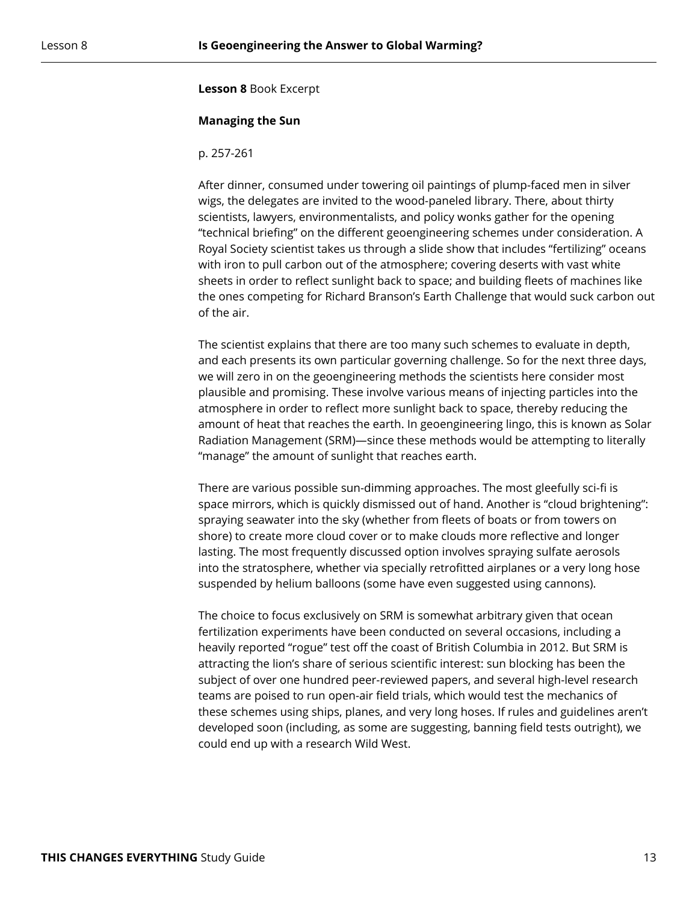**Lesson 8** Book Excerpt

**Managing the Sun**

p. 257-261

After dinner, consumed under towering oil paintings of plump-faced men in silver wigs, the delegates are invited to the wood-paneled library. There, about thirty scientists, lawyers, environmentalists, and policy wonks gather for the opening "technical briefing" on the different geoengineering schemes under consideration. A Royal Society scientist takes us through a slide show that includes "fertilizing" oceans with iron to pull carbon out of the atmosphere; covering deserts with vast white sheets in order to reflect sunlight back to space; and building fleets of machines like the ones competing for Richard Branson's Earth Challenge that would suck carbon out of the air.

The scientist explains that there are too many such schemes to evaluate in depth, and each presents its own particular governing challenge. So for the next three days, we will zero in on the geoengineering methods the scientists here consider most plausible and promising. These involve various means of injecting particles into the atmosphere in order to reflect more sunlight back to space, thereby reducing the amount of heat that reaches the earth. In geoengineering lingo, this is known as Solar Radiation Management (SRM)—since these methods would be attempting to literally "manage" the amount of sunlight that reaches earth.

There are various possible sun-dimming approaches. The most gleefully sci-fi is space mirrors, which is quickly dismissed out of hand. Another is "cloud brightening": spraying seawater into the sky (whether from fleets of boats or from towers on shore) to create more cloud cover or to make clouds more reflective and longer lasting. The most frequently discussed option involves spraying sulfate aerosols into the stratosphere, whether via specially retrofitted airplanes or a very long hose suspended by helium balloons (some have even suggested using cannons).

The choice to focus exclusively on SRM is somewhat arbitrary given that ocean fertilization experiments have been conducted on several occasions, including a heavily reported "rogue" test off the coast of British Columbia in 2012. But SRM is attracting the lion's share of serious scientific interest: sun blocking has been the subject of over one hundred peer-reviewed papers, and several high-level research teams are poised to run open-air field trials, which would test the mechanics of these schemes using ships, planes, and very long hoses. If rules and guidelines aren't developed soon (including, as some are suggesting, banning field tests outright), we could end up with a research Wild West.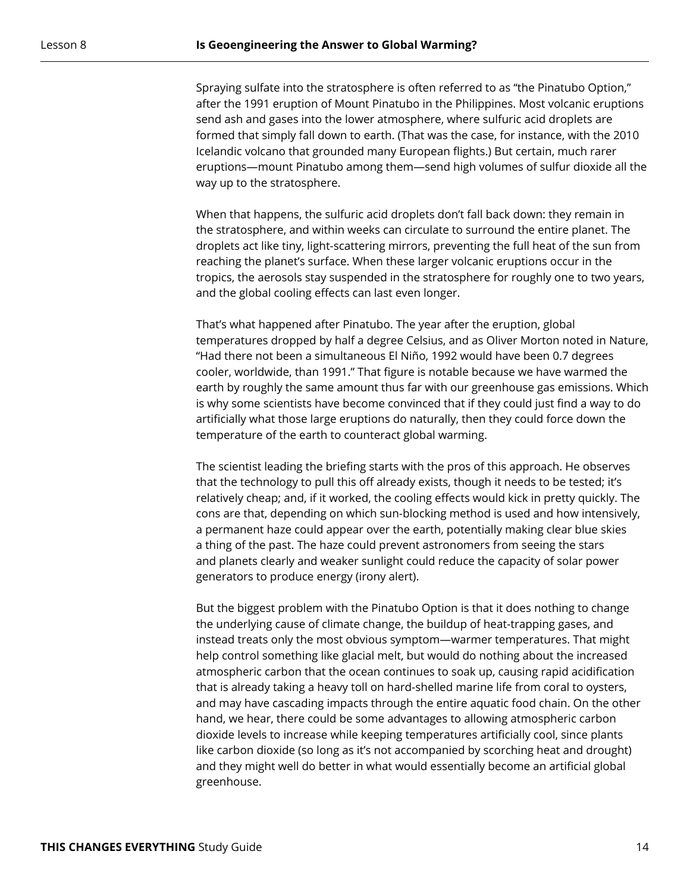Spraying sulfate into the stratosphere is often referred to as "the Pinatubo Option," after the 1991 eruption of Mount Pinatubo in the Philippines. Most volcanic eruptions send ash and gases into the lower atmosphere, where sulfuric acid droplets are formed that simply fall down to earth. (That was the case, for instance, with the 2010 Icelandic volcano that grounded many European flights.) But certain, much rarer eruptions—mount Pinatubo among them—send high volumes of sulfur dioxide all the way up to the stratosphere.

When that happens, the sulfuric acid droplets don't fall back down: they remain in the stratosphere, and within weeks can circulate to surround the entire planet. The droplets act like tiny, light-scattering mirrors, preventing the full heat of the sun from reaching the planet's surface. When these larger volcanic eruptions occur in the tropics, the aerosols stay suspended in the stratosphere for roughly one to two years, and the global cooling effects can last even longer.

That's what happened after Pinatubo. The year after the eruption, global temperatures dropped by half a degree Celsius, and as Oliver Morton noted in Nature, "Had there not been a simultaneous El Niño, 1992 would have been 0.7 degrees cooler, worldwide, than 1991." That figure is notable because we have warmed the earth by roughly the same amount thus far with our greenhouse gas emissions. Which is why some scientists have become convinced that if they could just find a way to do artificially what those large eruptions do naturally, then they could force down the temperature of the earth to counteract global warming.

The scientist leading the briefing starts with the pros of this approach. He observes that the technology to pull this off already exists, though it needs to be tested; it's relatively cheap; and, if it worked, the cooling effects would kick in pretty quickly. The cons are that, depending on which sun-blocking method is used and how intensively, a permanent haze could appear over the earth, potentially making clear blue skies a thing of the past. The haze could prevent astronomers from seeing the stars and planets clearly and weaker sunlight could reduce the capacity of solar power generators to produce energy (irony alert).

But the biggest problem with the Pinatubo Option is that it does nothing to change the underlying cause of climate change, the buildup of heat-trapping gases, and instead treats only the most obvious symptom—warmer temperatures. That might help control something like glacial melt, but would do nothing about the increased atmospheric carbon that the ocean continues to soak up, causing rapid acidification that is already taking a heavy toll on hard-shelled marine life from coral to oysters, and may have cascading impacts through the entire aquatic food chain. On the other hand, we hear, there could be some advantages to allowing atmospheric carbon dioxide levels to increase while keeping temperatures artificially cool, since plants like carbon dioxide (so long as it's not accompanied by scorching heat and drought) and they might well do better in what would essentially become an artificial global greenhouse.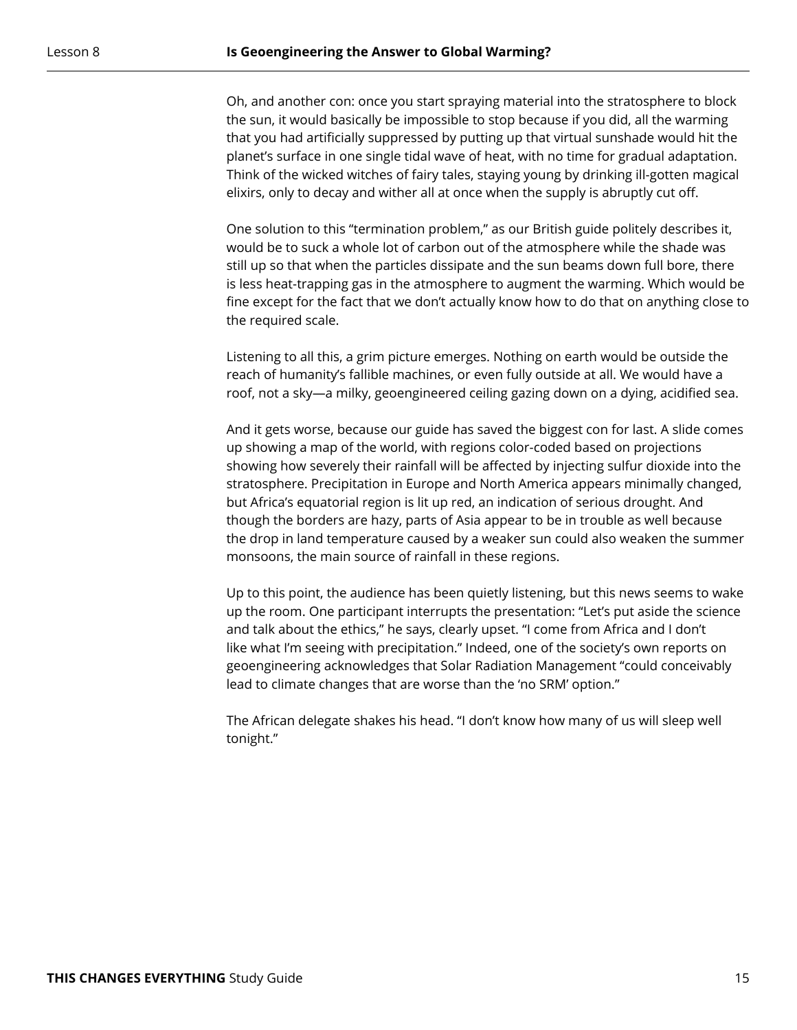Oh, and another con: once you start spraying material into the stratosphere to block the sun, it would basically be impossible to stop because if you did, all the warming that you had artificially suppressed by putting up that virtual sunshade would hit the planet's surface in one single tidal wave of heat, with no time for gradual adaptation. Think of the wicked witches of fairy tales, staying young by drinking ill-gotten magical elixirs, only to decay and wither all at once when the supply is abruptly cut off.

One solution to this "termination problem," as our British guide politely describes it, would be to suck a whole lot of carbon out of the atmosphere while the shade was still up so that when the particles dissipate and the sun beams down full bore, there is less heat-trapping gas in the atmosphere to augment the warming. Which would be fine except for the fact that we don't actually know how to do that on anything close to the required scale.

Listening to all this, a grim picture emerges. Nothing on earth would be outside the reach of humanity's fallible machines, or even fully outside at all. We would have a roof, not a sky—a milky, geoengineered ceiling gazing down on a dying, acidified sea.

And it gets worse, because our guide has saved the biggest con for last. A slide comes up showing a map of the world, with regions color-coded based on projections showing how severely their rainfall will be affected by injecting sulfur dioxide into the stratosphere. Precipitation in Europe and North America appears minimally changed, but Africa's equatorial region is lit up red, an indication of serious drought. And though the borders are hazy, parts of Asia appear to be in trouble as well because the drop in land temperature caused by a weaker sun could also weaken the summer monsoons, the main source of rainfall in these regions.

Up to this point, the audience has been quietly listening, but this news seems to wake up the room. One participant interrupts the presentation: "Let's put aside the science and talk about the ethics," he says, clearly upset. "I come from Africa and I don't like what I'm seeing with precipitation." Indeed, one of the society's own reports on geoengineering acknowledges that Solar Radiation Management "could conceivably lead to climate changes that are worse than the 'no SRM' option."

The African delegate shakes his head. "I don't know how many of us will sleep well tonight."